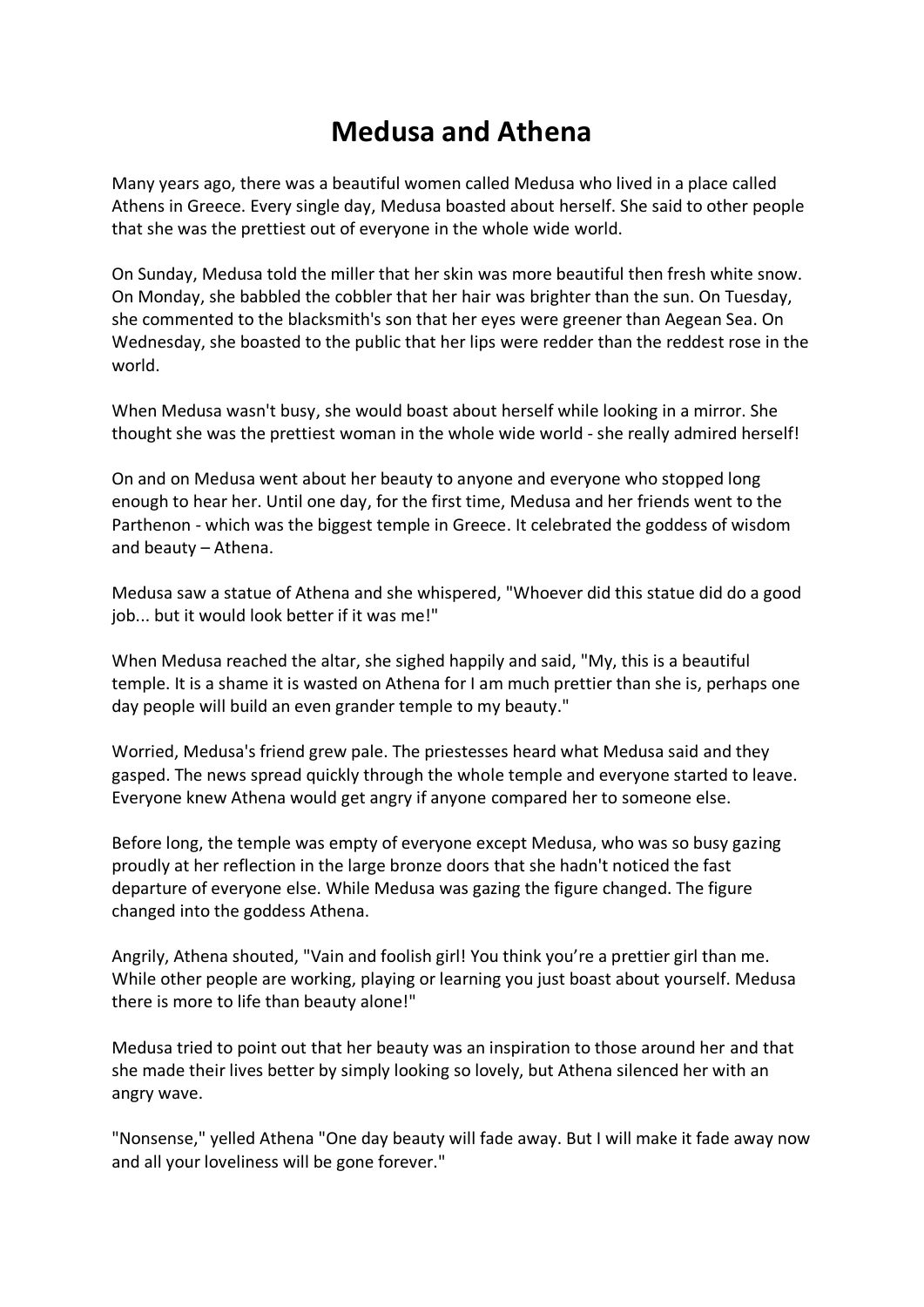# Medusa and Athena

Many years ago, there was a beautiful women called Medusa who lived in a place called Athens in Greece. Every single day, Medusa boasted about herself. She said to other people that she was the prettiest out of everyone in the whole wide world.

On Sunday, Medusa told the miller that her skin was more beautiful then fresh white snow. On Monday, she babbled the cobbler that her hair was brighter than the sun. On Tuesday, she commented to the blacksmith's son that her eyes were greener than Aegean Sea. On Wednesday, she boasted to the public that her lips were redder than the reddest rose in the world.

When Medusa wasn't busy, she would boast about herself while looking in a mirror. She thought she was the prettiest woman in the whole wide world - she really admired herself!

On and on Medusa went about her beauty to anyone and everyone who stopped long enough to hear her. Until one day, for the first time, Medusa and her friends went to the Parthenon - which was the biggest temple in Greece. It celebrated the goddess of wisdom and beauty – Athena.

Medusa saw a statue of Athena and she whispered, "Whoever did this statue did do a good job... but it would look better if it was me!"

When Medusa reached the altar, she sighed happily and said, "My, this is a beautiful temple. It is a shame it is wasted on Athena for I am much prettier than she is, perhaps one day people will build an even grander temple to my beauty."

Worried, Medusa's friend grew pale. The priestesses heard what Medusa said and they gasped. The news spread quickly through the whole temple and everyone started to leave. Everyone knew Athena would get angry if anyone compared her to someone else.

Before long, the temple was empty of everyone except Medusa, who was so busy gazing proudly at her reflection in the large bronze doors that she hadn't noticed the fast departure of everyone else. While Medusa was gazing the figure changed. The figure changed into the goddess Athena.

Angrily, Athena shouted, "Vain and foolish girl! You think you're a prettier girl than me. While other people are working, playing or learning you just boast about yourself. Medusa there is more to life than beauty alone!"

Medusa tried to point out that her beauty was an inspiration to those around her and that she made their lives better by simply looking so lovely, but Athena silenced her with an angry wave.

"Nonsense," yelled Athena "One day beauty will fade away. But I will make it fade away now and all your loveliness will be gone forever."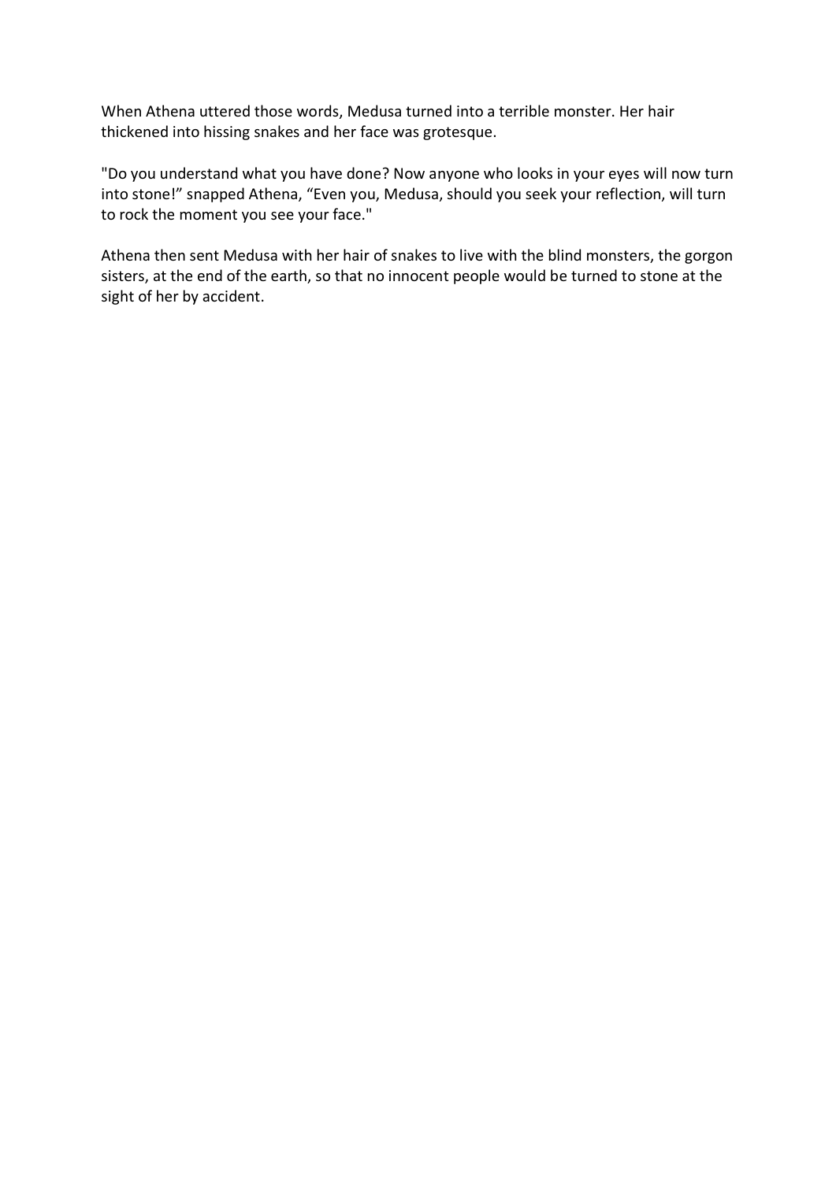When Athena uttered those words, Medusa turned into a terrible monster. Her hair thickened into hissing snakes and her face was grotesque.

"Do you understand what you have done? Now anyone who looks in your eyes will now turn into stone!" snapped Athena, "Even you, Medusa, should you seek your reflection, will turn to rock the moment you see your face."

Athena then sent Medusa with her hair of snakes to live with the blind monsters, the gorgon sisters, at the end of the earth, so that no innocent people would be turned to stone at the sight of her by accident.